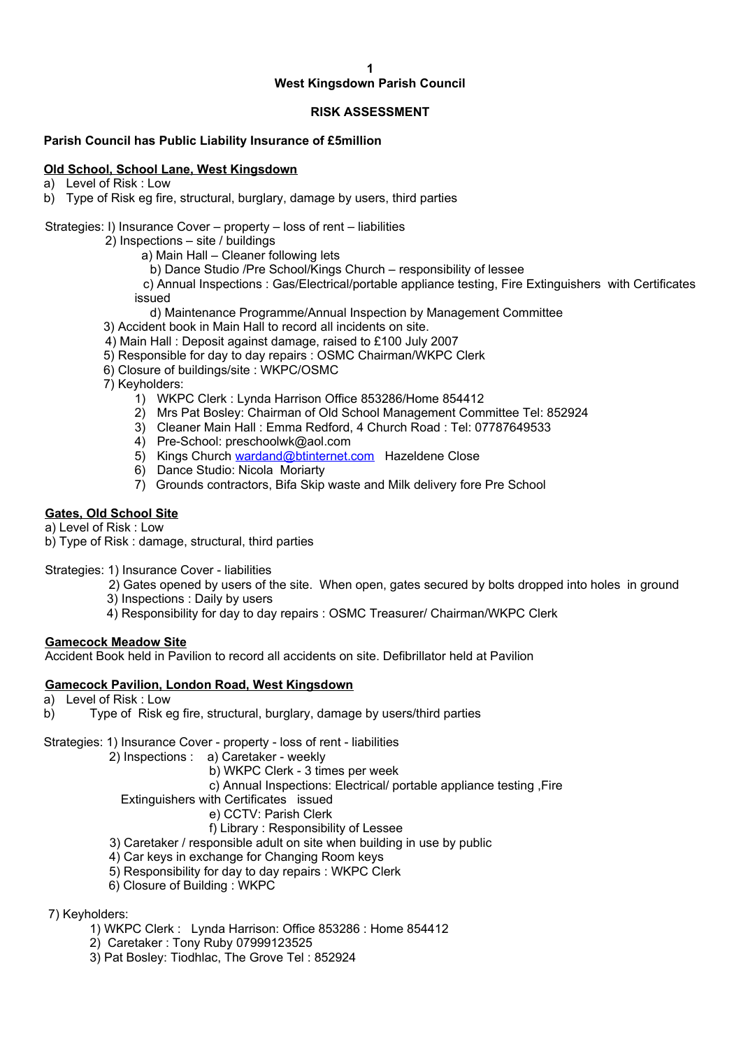# West Kingsdown Parish Council

## RISK ASSESSMENT

**Parish Council has Public Liability Insurance of £5million**

### Old School, School Lane, West Kingsdown

a) Level of Risk : Low
b) Type of Risk eg fire, structural, burglary, damage by users, third parties

Strategies: I) Insurance Cover – property – loss of rent – liabilities

2) Inspections – site / buildings
   - a) Main Hall – Cleaner following lets
   - b) Dance Studio /Pre School/Kings Church – responsibility of lessee
   - c) Annual Inspections : Gas/Electrical/portable appliance testing, Fire Extinguishers with Certificates issued
   - d) Maintenance Programme/Annual Inspection by Management Committee
3) Accident book in Main Hall to record all incidents on site.
4) Main Hall : Deposit against damage, raised to £100 July 2007
5) Responsible for day to day repairs : OSMC Chairman/WKPC Clerk
6) Closure of buildings/site : WKPC/OSMC
7) Keyholders:
   1) WKPC Clerk : Lynda Harrison Office 853286/Home 854412
   2) Mrs Pat Bosley: Chairman of Old School Management Committee Tel: 852924
   3) Cleaner Main Hall : Emma Redford, 4 Church Road : Tel: 07787649533
   4) Pre-School: preschoolwk@aol.com
   5) Kings Church wardand@btinternet.com Hazeldene Close
   6) Dance Studio: Nicola Moriarty
   7) Grounds contractors, Bifa Skip waste and Milk delivery fore Pre School

### Gates, Old School Site

a) Level of Risk : Low
b) Type of Risk : damage, structural, third parties

Strategies: 1) Insurance Cover - liabilities

2) Gates opened by users of the site. When open, gates secured by bolts dropped into holes in ground
3) Inspections : Daily by users
4) Responsibility for day to day repairs : OSMC Treasurer/ Chairman/WKPC Clerk

### Gamecock Meadow Site

Accident Book held in Pavilion to record all accidents on site. Defibrillator held at Pavilion

### Gamecock Pavilion, London Road, West Kingsdown

a) Level of Risk : Low
b) Type of Risk eg fire, structural, burglary, damage by users/third parties

Strategies: 1) Insurance Cover - property - loss of rent - liabilities

2) Inspections :
   - a) Caretaker - weekly
   - b) WKPC Clerk - 3 times per week
   - c) Annual Inspections: Electrical/ portable appliance testing ,Fire Extinguishers with Certificates issued
   - e) CCTV: Parish Clerk
   - f) Library : Responsibility of Lessee
3) Caretaker / responsible adult on site when building in use by public
4) Car keys in exchange for Changing Room keys
5) Responsibility for day to day repairs : WKPC Clerk
6) Closure of Building : WKPC

7) Keyholders:
   1) WKPC Clerk : Lynda Harrison: Office 853286 : Home 854412
   2) Caretaker : Tony Ruby 07999123525
   3) Pat Bosley: Tiodhlac, The Grove Tel : 852924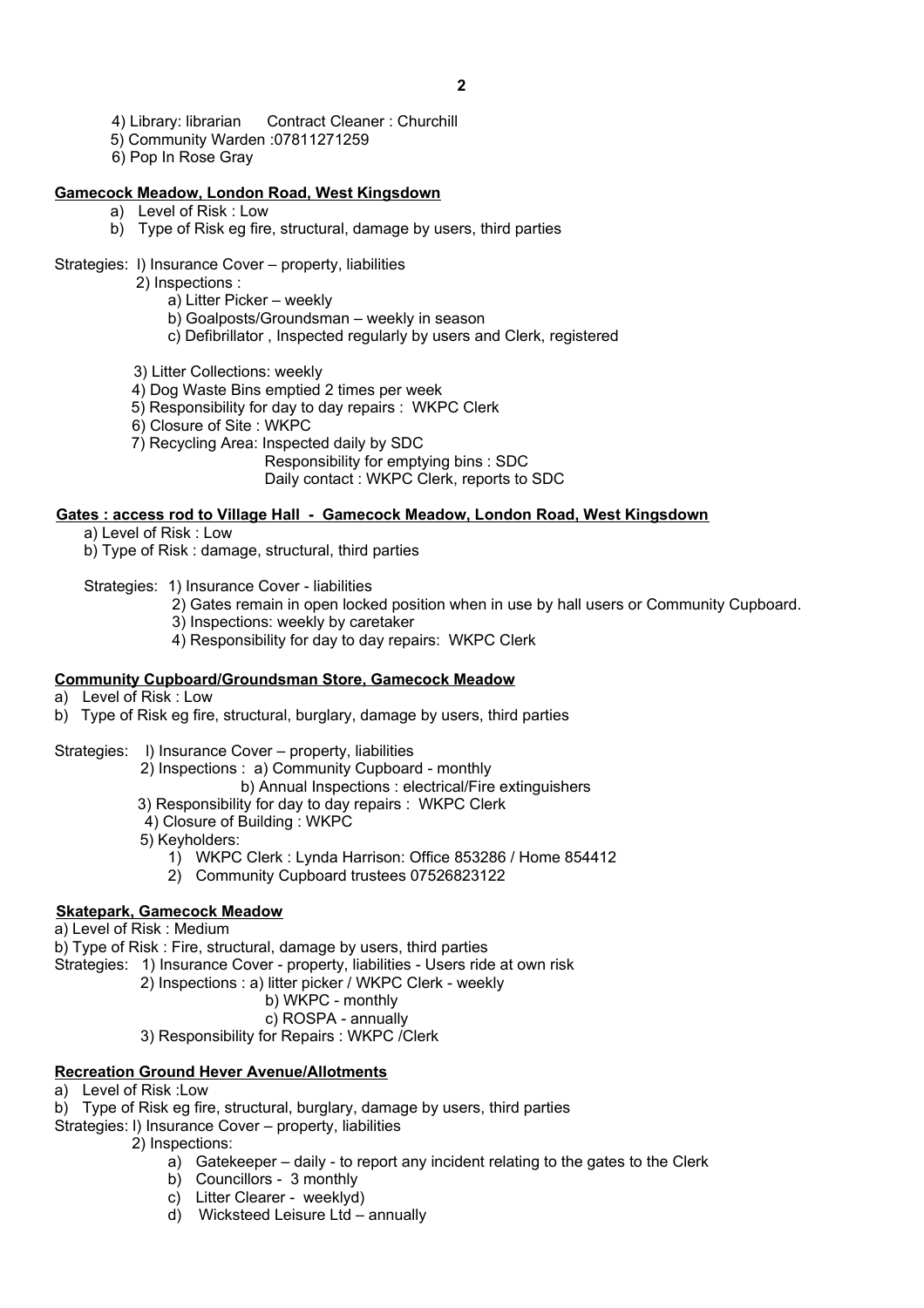4) Library: librarian    Contract Cleaner : Churchill

5) Community Warden :07811271259

6) Pop In Rose Gray

**Gamecock Meadow, London Road, West Kingsdown**

a) Level of Risk : Low
b) Type of Risk eg fire, structural, damage by users, third parties

Strategies: I) Insurance Cover – property, liabilities

2) Inspections :
   a) Litter Picker – weekly
   b) Goalposts/Groundsman – weekly in season
   c) Defibrillator , Inspected regularly by users and Clerk, registered

3) Litter Collections: weekly

4) Dog Waste Bins emptied 2 times per week

5) Responsibility for day to day repairs : WKPC Clerk

6) Closure of Site : WKPC

7) Recycling Area: Inspected daily by SDC
   Responsibility for emptying bins : SDC
   Daily contact : WKPC Clerk, reports to SDC

**Gates : access rod to Village Hall - Gamecock Meadow, London Road, West Kingsdown**

a) Level of Risk : Low
b) Type of Risk : damage, structural, third parties

Strategies: 1) Insurance Cover - liabilities

2) Gates remain in open locked position when in use by hall users or Community Cupboard.

3) Inspections: weekly by caretaker

4) Responsibility for day to day repairs: WKPC Clerk

**Community Cupboard/Groundsman Store, Gamecock Meadow**

a) Level of Risk : Low
b) Type of Risk eg fire, structural, burglary, damage by users, third parties

Strategies: I) Insurance Cover – property, liabilities

2) Inspections : a) Community Cupboard - monthly
   b) Annual Inspections : electrical/Fire extinguishers

3) Responsibility for day to day repairs : WKPC Clerk

4) Closure of Building : WKPC

5) Keyholders:
   1) WKPC Clerk : Lynda Harrison: Office 853286 / Home 854412
   2) Community Cupboard trustees 07526823122

**Skatepark, Gamecock Meadow**

a) Level of Risk : Medium
b) Type of Risk : Fire, structural, damage by users, third parties

Strategies: 1) Insurance Cover - property, liabilities - Users ride at own risk

2) Inspections : a) litter picker / WKPC Clerk - weekly
   b) WKPC - monthly
   c) ROSPA - annually

3) Responsibility for Repairs : WKPC /Clerk

**Recreation Ground Hever Avenue/Allotments**

a) Level of Risk :Low
b) Type of Risk eg fire, structural, burglary, damage by users, third parties

Strategies: I) Insurance Cover – property, liabilities

2) Inspections:
   a) Gatekeeper – daily - to report any incident relating to the gates to the Clerk
   b) Councillors - 3 monthly
   c) Litter Clearer - weeklyd)
   d) Wicksteed Leisure Ltd – annually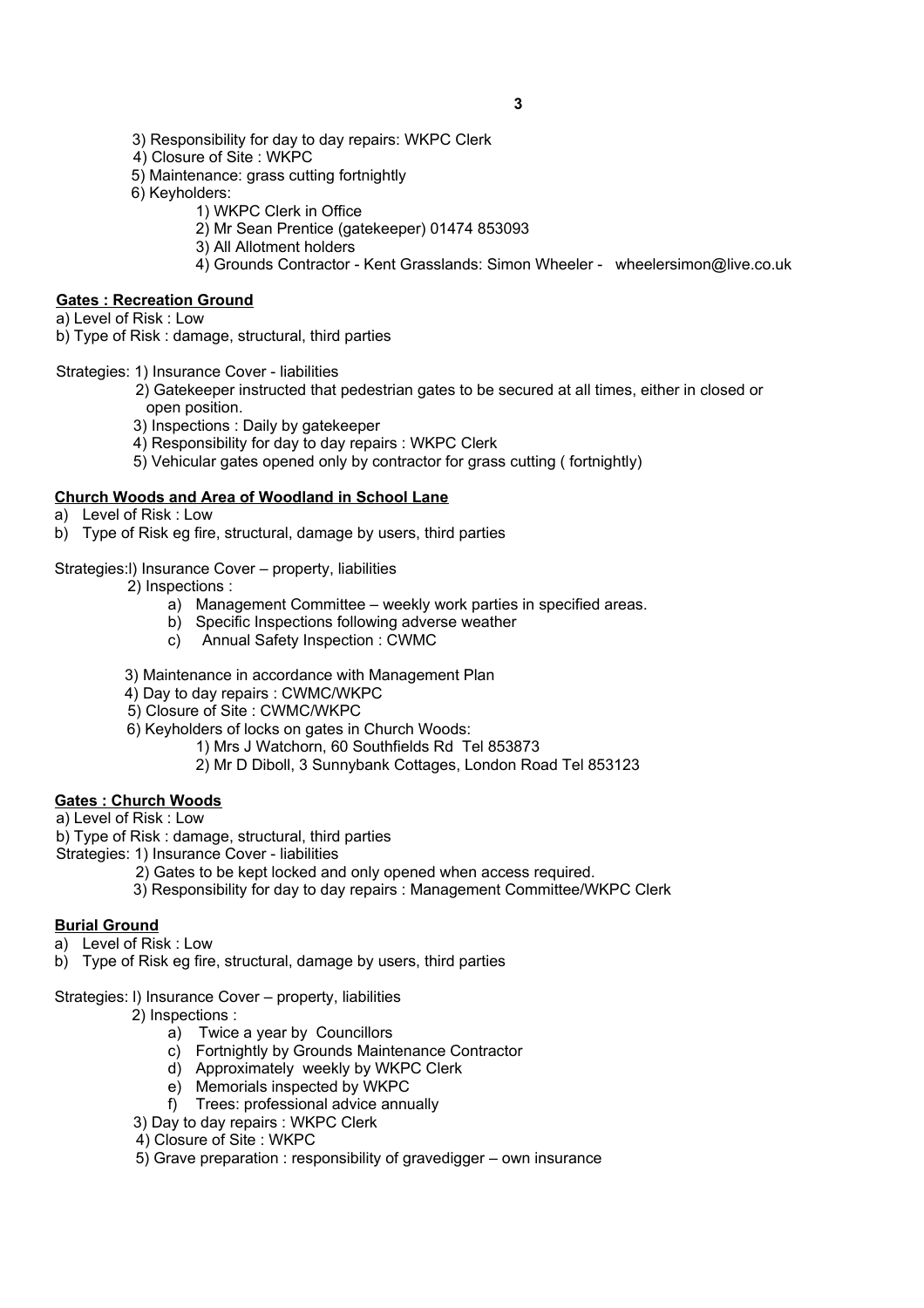3) Responsibility for day to day repairs: WKPC Clerk
4) Closure of Site : WKPC
5) Maintenance: grass cutting fortnightly
6) Keyholders:
    1) WKPC Clerk in Office
    2) Mr Sean Prentice (gatekeeper) 01474 853093
    3) All Allotment holders
    4) Grounds Contractor - Kent Grasslands: Simon Wheeler - wheelersimon@live.co.uk

**Gates : Recreation Ground**

a) Level of Risk : Low
b) Type of Risk : damage, structural, third parties

Strategies: 1) Insurance Cover - liabilities
2) Gatekeeper instructed that pedestrian gates to be secured at all times, either in closed or open position.
3) Inspections : Daily by gatekeeper
4) Responsibility for day to day repairs : WKPC Clerk
5) Vehicular gates opened only by contractor for grass cutting ( fortnightly)

**Church Woods and Area of Woodland in School Lane**

a) Level of Risk : Low
b) Type of Risk eg fire, structural, damage by users, third parties

Strategies:l) Insurance Cover – property, liabilities
2) Inspections :
    a) Management Committee – weekly work parties in specified areas.
    b) Specific Inspections following adverse weather
    c) Annual Safety Inspection : CWMC

3) Maintenance in accordance with Management Plan
4) Day to day repairs : CWMC/WKPC
5) Closure of Site : CWMC/WKPC
6) Keyholders of locks on gates in Church Woods:
    1) Mrs J Watchorn, 60 Southfields Rd Tel 853873
    2) Mr D Diboll, 3 Sunnybank Cottages, London Road Tel 853123

**Gates : Church Woods**

a) Level of Risk : Low
b) Type of Risk : damage, structural, third parties

Strategies: 1) Insurance Cover - liabilities
2) Gates to be kept locked and only opened when access required.
3) Responsibility for day to day repairs : Management Committee/WKPC Clerk

**Burial Ground**

a) Level of Risk : Low
b) Type of Risk eg fire, structural, damage by users, third parties

Strategies: l) Insurance Cover – property, liabilities
2) Inspections :
    a) Twice a year by Councillors
    c) Fortnightly by Grounds Maintenance Contractor
    d) Approximately weekly by WKPC Clerk
    e) Memorials inspected by WKPC
    f) Trees: professional advice annually
3) Day to day repairs : WKPC Clerk
4) Closure of Site : WKPC
5) Grave preparation : responsibility of gravedigger – own insurance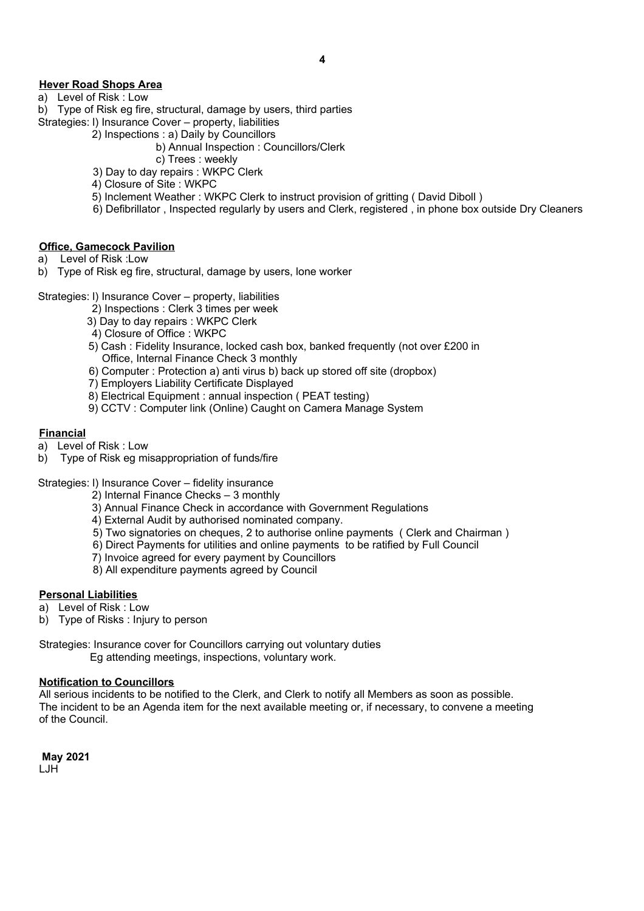**Hever Road Shops Area**

a) Level of Risk : Low

b) Type of Risk eg fire, structural, damage by users, third parties

Strategies: l) Insurance Cover – property, liabilities

2) Inspections : a) Daily by Councillors

b) Annual Inspection : Councillors/Clerk

c) Trees : weekly

3) Day to day repairs : WKPC Clerk

4) Closure of Site : WKPC

5) Inclement Weather : WKPC Clerk to instruct provision of gritting ( David Diboll )

6) Defibrillator , Inspected regularly by users and Clerk, registered , in phone box outside Dry Cleaners

**Office, Gamecock Pavilion**

a) Level of Risk :Low

b) Type of Risk eg fire, structural, damage by users, lone worker

Strategies: l) Insurance Cover – property, liabilities

2) Inspections : Clerk 3 times per week

3) Day to day repairs : WKPC Clerk

4) Closure of Office : WKPC

5) Cash : Fidelity Insurance, locked cash box, banked frequently (not over £200 in Office, Internal Finance Check 3 monthly

6) Computer : Protection a) anti virus b) back up stored off site (dropbox)

7) Employers Liability Certificate Displayed

8) Electrical Equipment : annual inspection ( PEAT testing)

9) CCTV : Computer link (Online) Caught on Camera Manage System

**Financial**

a) Level of Risk : Low

b) Type of Risk eg misappropriation of funds/fire

Strategies: l) Insurance Cover – fidelity insurance

2) Internal Finance Checks – 3 monthly

3) Annual Finance Check in accordance with Government Regulations

4) External Audit by authorised nominated company.

5) Two signatories on cheques, 2 to authorise online payments ( Clerk and Chairman )

6) Direct Payments for utilities and online payments to be ratified by Full Council

7) Invoice agreed for every payment by Councillors

8) All expenditure payments agreed by Council

**Personal Liabilities**

a) Level of Risk : Low

b) Type of Risks : Injury to person

Strategies: Insurance cover for Councillors carrying out voluntary duties
Eg attending meetings, inspections, voluntary work.

**Notification to Councillors**

All serious incidents to be notified to the Clerk, and Clerk to notify all Members as soon as possible. The incident to be an Agenda item for the next available meeting or, if necessary, to convene a meeting of the Council.

**May 2021**
LJH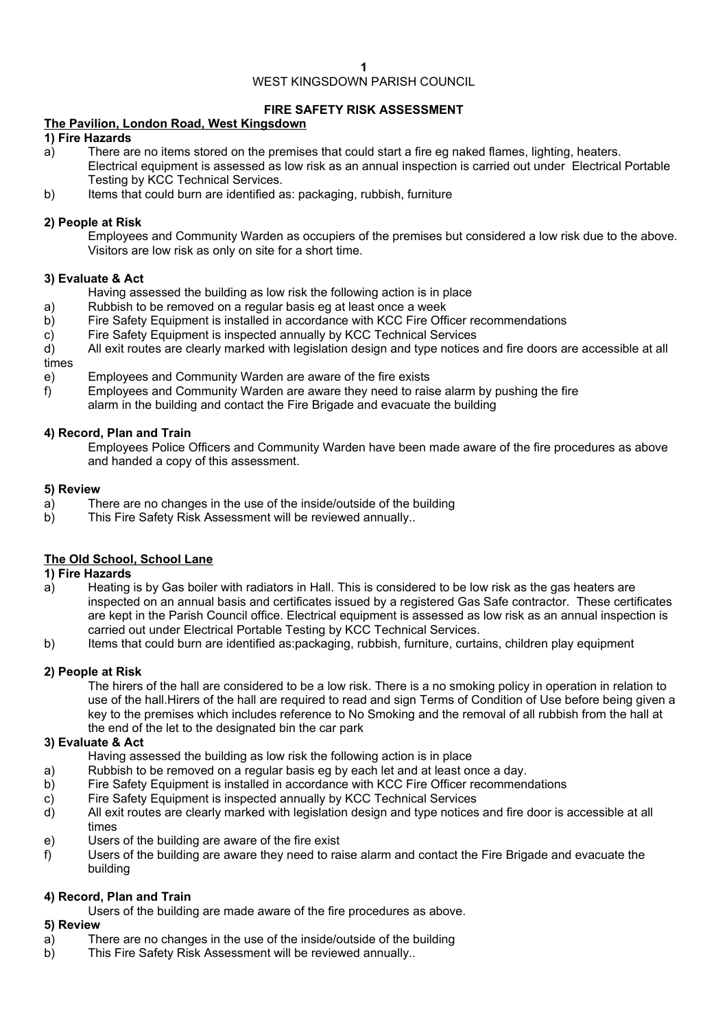WEST KINGSDOWN PARISH COUNCIL

**FIRE SAFETY RISK ASSESSMENT**

## The Pavilion, London Road, West Kingsdown

### 1) Fire Hazards

a) There are no items stored on the premises that could start a fire eg naked flames, lighting, heaters. Electrical equipment is assessed as low risk as an annual inspection is carried out under Electrical Portable Testing by KCC Technical Services.

b) Items that could burn are identified as: packaging, rubbish, furniture

### 2) People at Risk

Employees and Community Warden as occupiers of the premises but considered a low risk due to the above. Visitors are low risk as only on site for a short time.

### 3) Evaluate & Act

Having assessed the building as low risk the following action is in place

a) Rubbish to be removed on a regular basis eg at least once a week

b) Fire Safety Equipment is installed in accordance with KCC Fire Officer recommendations

c) Fire Safety Equipment is inspected annually by KCC Technical Services

d) All exit routes are clearly marked with legislation design and type notices and fire doors are accessible at all times

e) Employees and Community Warden are aware of the fire exists

f) Employees and Community Warden are aware they need to raise alarm by pushing the fire alarm in the building and contact the Fire Brigade and evacuate the building

### 4) Record, Plan and Train

Employees Police Officers and Community Warden have been made aware of the fire procedures as above and handed a copy of this assessment.

### 5) Review

a) There are no changes in the use of the inside/outside of the building

b) This Fire Safety Risk Assessment will be reviewed annually..

## The Old School, School Lane

### 1) Fire Hazards

a) Heating is by Gas boiler with radiators in Hall. This is considered to be low risk as the gas heaters are inspected on an annual basis and certificates issued by a registered Gas Safe contractor. These certificates are kept in the Parish Council office. Electrical equipment is assessed as low risk as an annual inspection is carried out under Electrical Portable Testing by KCC Technical Services.

b) Items that could burn are identified as:packaging, rubbish, furniture, curtains, children play equipment

### 2) People at Risk

The hirers of the hall are considered to be a low risk. There is a no smoking policy in operation in relation to use of the hall.Hirers of the hall are required to read and sign Terms of Condition of Use before being given a key to the premises which includes reference to No Smoking and the removal of all rubbish from the hall at the end of the let to the designated bin the car park

### 3) Evaluate & Act

Having assessed the building as low risk the following action is in place

a) Rubbish to be removed on a regular basis eg by each let and at least once a day.

b) Fire Safety Equipment is installed in accordance with KCC Fire Officer recommendations

c) Fire Safety Equipment is inspected annually by KCC Technical Services

d) All exit routes are clearly marked with legislation design and type notices and fire door is accessible at all times

e) Users of the building are aware of the fire exist

f) Users of the building are aware they need to raise alarm and contact the Fire Brigade and evacuate the building

### 4) Record, Plan and Train

Users of the building are made aware of the fire procedures as above.

### 5) Review

a) There are no changes in the use of the inside/outside of the building

b) This Fire Safety Risk Assessment will be reviewed annually..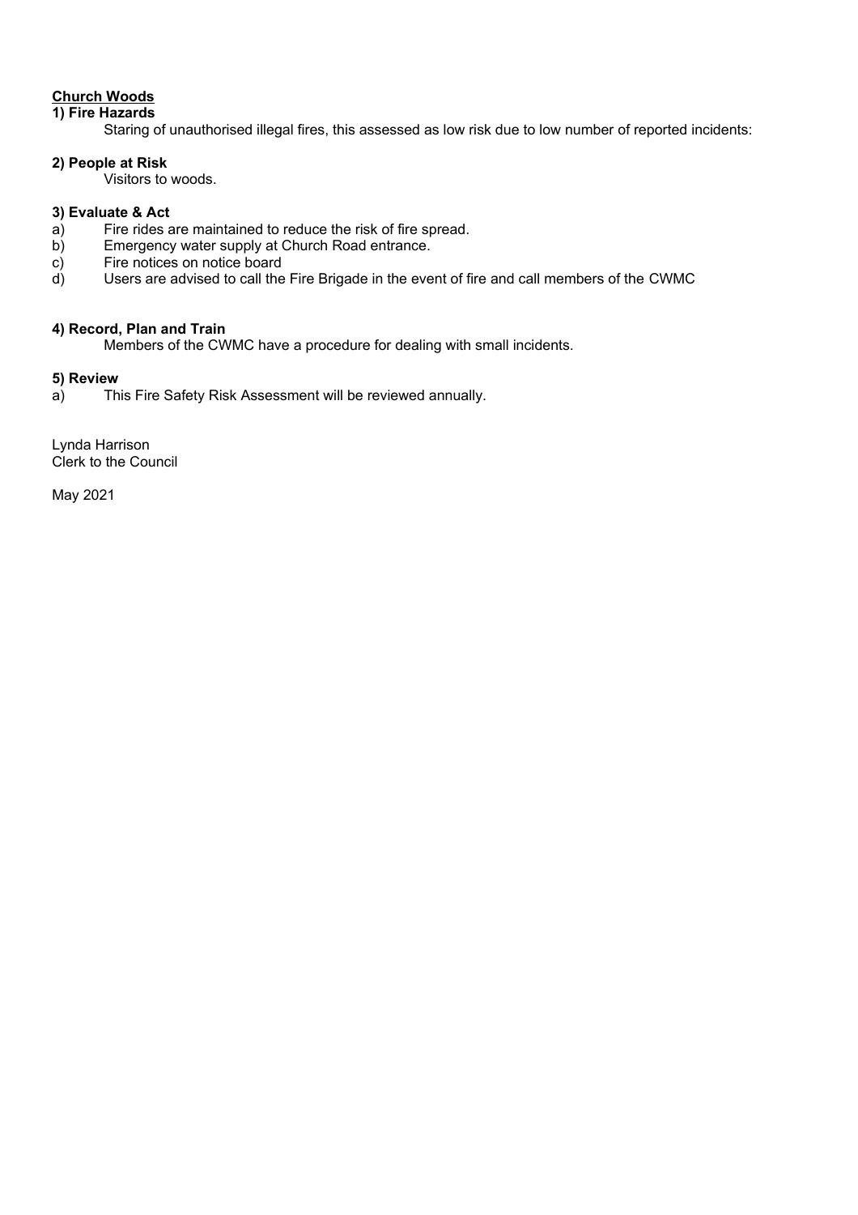**Church Woods**

**1) Fire Hazards**

Staring of unauthorised illegal fires, this assessed as low risk due to low number of reported incidents:

**2) People at Risk**

Visitors to woods.

**3) Evaluate & Act**

a) Fire rides are maintained to reduce the risk of fire spread.
b) Emergency water supply at Church Road entrance.
c) Fire notices on notice board
d) Users are advised to call the Fire Brigade in the event of fire and call members of the CWMC

**4) Record, Plan and Train**

Members of the CWMC have a procedure for dealing with small incidents.

**5) Review**

a) This Fire Safety Risk Assessment will be reviewed annually.

Lynda Harrison
Clerk to the Council

May 2021